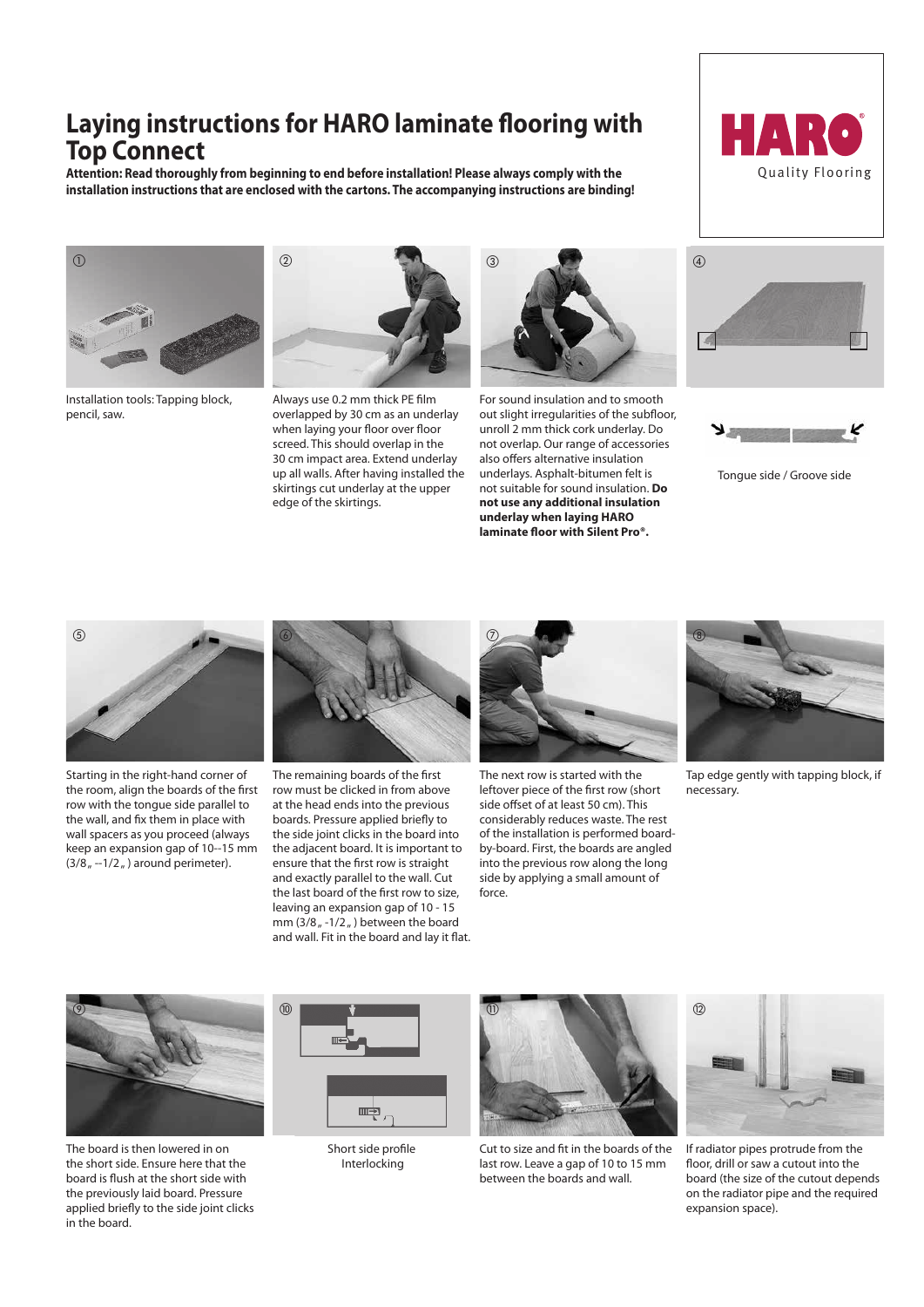# Laying instructions for HARO laminate flooring with Top Connect

**Attention: Read thoroughly from beginning to end before installation! Please always comply with the installation instructions that are enclosed with the cartons. The accompanying instructions are binding!**

HARO® Quality Flooring

① Installation tools: Tapping block, pencil, saw.

② Always use 0.2 mm thick PE film overlapped by 30 cm as an underlay when laying your floor over floor screed. This should overlap in the 30 cm impact area. Extend underlay up all walls. After having installed the skirtings cut underlay at the upper edge of the skirtings.

③ For sound insulation and to smooth out slight irregularities of the subfloor, unroll 2 mm thick cork underlay. Do not overlap. Our range of accessories also offers alternative insulation underlays. Asphalt-bitumen felt is not suitable for sound insulation. **Do not use any additional insulation underlay when laying HARO laminate floor with Silent Pro®.**

④ Tongue side / Groove side

⑤ Starting in the right-hand corner of the room, align the boards of the first row with the tongue side parallel to the wall, and fix them in place with wall spacers as you proceed (always keep an expansion gap of 10–15 mm (3/8" –1/2") around perimeter).

⑥ The remaining boards of the first row must be clicked in from above at the head ends into the previous boards. Pressure applied briefly to the side joint clicks in the board into the adjacent board. It is important to ensure that the first row is straight and exactly parallel to the wall. Cut the last board of the first row to size, leaving an expansion gap of 10 - 15 mm (3/8" -1/2") between the board and wall. Fit in the board and lay it flat.

⑦ The next row is started with the leftover piece of the first row (short side offset of at least 50 cm). This considerably reduces waste. The rest of the installation is performed board-by-board. First, the boards are angled into the previous row along the long side by applying a small amount of force.

⑧ Tap edge gently with tapping block, if necessary.

⑨ The board is then lowered in on the short side. Ensure here that the board is flush at the short side with the previously laid board. Pressure applied briefly to the side joint clicks in the board.

⑩ Short side profile Interlocking

⑪ Cut to size and fit in the boards of the last row. Leave a gap of 10 to 15 mm between the boards and wall.

⑫ If radiator pipes protrude from the floor, drill or saw a cutout into the board (the size of the cutout depends on the radiator pipe and the required expansion space).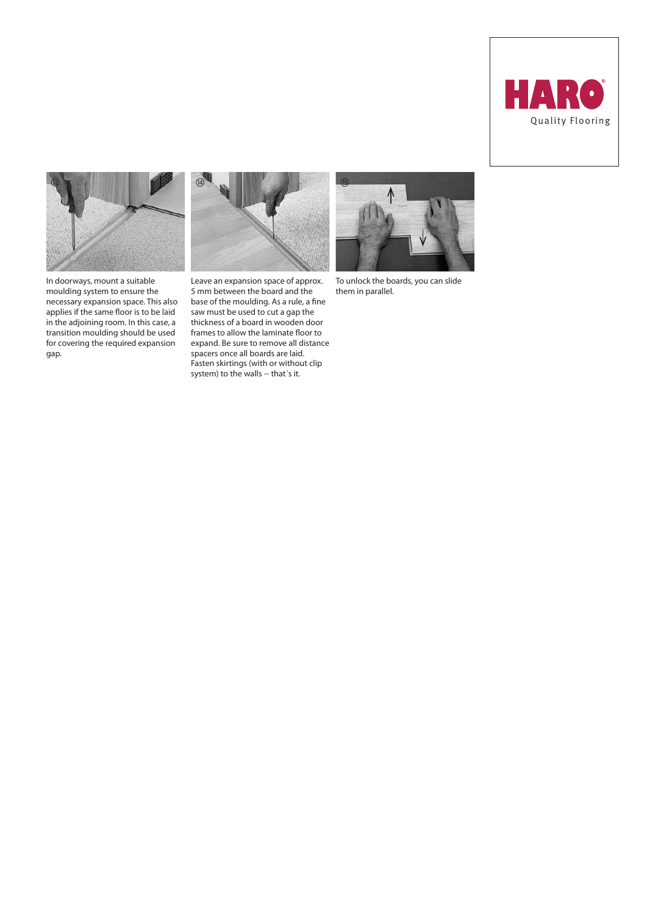HARO

Quality Flooring

⑬

In doorways, mount a suitable moulding system to ensure the necessary expansion space. This also applies if the same floor is to be laid in the adjoining room. In this case, a transition moulding should be used for covering the required expansion gap.

⑭

Leave an expansion space of approx. 5 mm between the board and the base of the moulding. As a rule, a fine saw must be used to cut a gap the thickness of a board in wooden door frames to allow the laminate floor to expand. Be sure to remove all distance spacers once all boards are laid. Fasten skirtings (with or without clip system) to the walls -- that´s it.

⑮

To unlock the boards, you can slide them in parallel.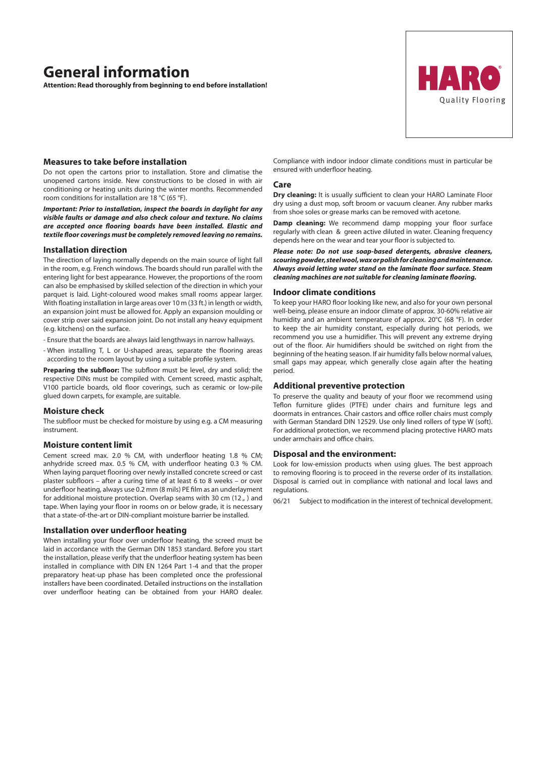# General information

**Attention: Read thoroughly from beginning to end before installation!**

HARO®
Quality Flooring

## Measures to take before installation

Do not open the cartons prior to installation. Store and climatise the unopened cartons inside. New constructions to be closed in with air conditioning or heating units during the winter months. Recommended room conditions for installation are 18 °C (65 °F).

***Important: Prior to installation, inspect the boards in daylight for any visible faults or damage and also check colour and texture. No claims are accepted once flooring boards have been installed. Elastic and textile floor coverings must be completely removed leaving no remains.***

## Installation direction

The direction of laying normally depends on the main source of light fall in the room, e.g. French windows. The boards should run parallel with the entering light for best appearance. However, the proportions of the room can also be emphasised by skilled selection of the direction in which your parquet is laid. Light-coloured wood makes small rooms appear larger. With floating installation in large areas over 10 m (33 ft.) in length or width, an expansion joint must be allowed for. Apply an expansion moulding or cover strip over said expansion joint. Do not install any heavy equipment (e.g. kitchens) on the surface.

- Ensure that the boards are always laid lengthways in narrow hallways.
- When installing T, L or U-shaped areas, separate the flooring areas according to the room layout by using a suitable profile system.

**Preparing the subfloor:** The subfloor must be level, dry and solid; the respective DINs must be compiled with. Cement screed, mastic asphalt, V100 particle boards, old floor coverings, such as ceramic or low-pile glued down carpets, for example, are suitable.

## Moisture check

The subfloor must be checked for moisture by using e.g. a CM measuring instrument.

## Moisture content limit

Cement screed max. 2.0 % CM, with underfloor heating 1.8 % CM; anhydride screed max. 0.5 % CM, with underfloor heating 0.3 % CM. When laying parquet flooring over newly installed concrete screed or cast plaster subfloors – after a curing time of at least 6 to 8 weeks – or over underfloor heating, always use 0.2 mm (8 mils) PE film as an underlayment for additional moisture protection. Overlap seams with 30 cm (12 „ ) and tape. When laying your floor in rooms on or below grade, it is necessary that a state-of-the-art or DIN-compliant moisture barrier be installed.

## Installation over underfloor heating

When installing your floor over underfloor heating, the screed must be laid in accordance with the German DIN 1853 standard. Before you start the installation, please verify that the underfloor heating system has been installed in compliance with DIN EN 1264 Part 1-4 and that the proper preparatory heat-up phase has been completed once the professional installers have been coordinated. Detailed instructions on the installation over underfloor heating can be obtained from your HARO dealer. Compliance with indoor indoor climate conditions must in particular be ensured with underfloor heating.

## Care

**Dry cleaning:** It is usually sufficient to clean your HARO Laminate Floor dry using a dust mop, soft broom or vacuum cleaner. Any rubber marks from shoe soles or grease marks can be removed with acetone.

**Damp cleaning:** We recommend damp mopping your floor surface regularly with clean & green active diluted in water. Cleaning frequency depends here on the wear and tear your floor is subjected to.

***Please note: Do not use soap-based detergents, abrasive cleaners, scouring powder, steel wool, wax or polish for cleaning and maintenance. Always avoid letting water stand on the laminate floor surface. Steam cleaning machines are not suitable for cleaning laminate flooring.***

## Indoor climate conditions

To keep your HARO floor looking like new, and also for your own personal well-being, please ensure an indoor climate of approx. 30-60% relative air humidity and an ambient temperature of approx. 20°C (68 °F). In order to keep the air humidity constant, especially during hot periods, we recommend you use a humidifier. This will prevent any extreme drying out of the floor. Air humidifiers should be switched on right from the beginning of the heating season. If air humidity falls below normal values, small gaps may appear, which generally close again after the heating period.

## Additional preventive protection

To preserve the quality and beauty of your floor we recommend using Teflon furniture glides (PTFE) under chairs and furniture legs and doormats in entrances. Chair castors and office roller chairs must comply with German Standard DIN 12529. Use only lined rollers of type W (soft). For additional protection, we recommend placing protective HARO mats under armchairs and office chairs.

## Disposal and the environment:

Look for low-emission products when using glues. The best approach to removing flooring is to proceed in the reverse order of its installation. Disposal is carried out in compliance with national and local laws and regulations.

06/21 Subject to modification in the interest of technical development.